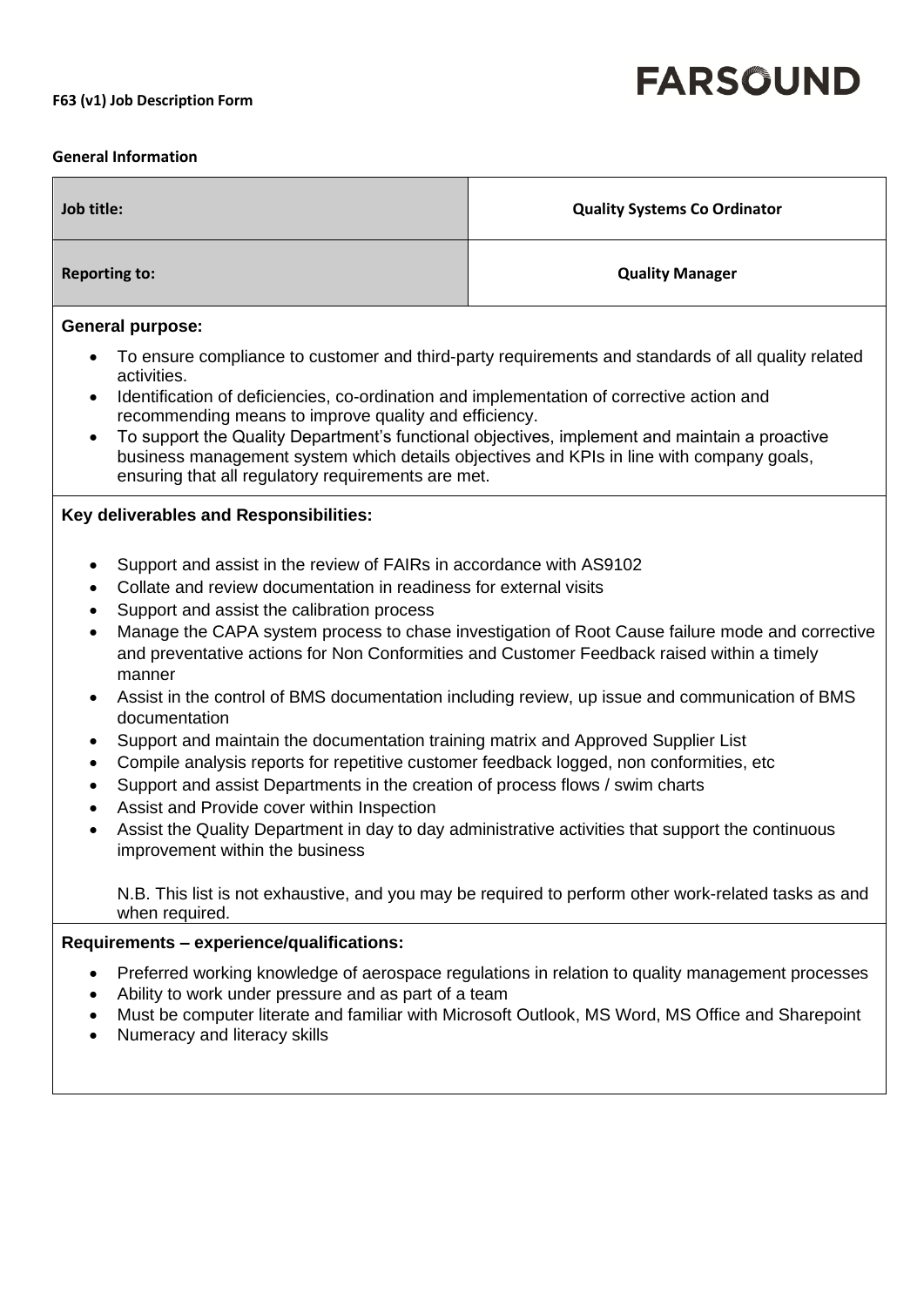**F63 (v1) Job Description Form**

FARSOUND

**General Information**

| **Job title:** | **Quality Systems Co Ordinator** |
|---|---|
| **Reporting to:** | **Quality Manager** |

**General purpose:**

- To ensure compliance to customer and third-party requirements and standards of all quality related activities.
- Identification of deficiencies, co-ordination and implementation of corrective action and recommending means to improve quality and efficiency.
- To support the Quality Department's functional objectives, implement and maintain a proactive business management system which details objectives and KPIs in line with company goals, ensuring that all regulatory requirements are met.

**Key deliverables and Responsibilities:**

- Support and assist in the review of FAIRs in accordance with AS9102
- Collate and review documentation in readiness for external visits
- Support and assist the calibration process
- Manage the CAPA system process to chase investigation of Root Cause failure mode and corrective and preventative actions for Non Conformities and Customer Feedback raised within a timely manner
- Assist in the control of BMS documentation including review, up issue and communication of BMS documentation
- Support and maintain the documentation training matrix and Approved Supplier List
- Compile analysis reports for repetitive customer feedback logged, non conformities, etc
- Support and assist Departments in the creation of process flows / swim charts
- Assist and Provide cover within Inspection
- Assist the Quality Department in day to day administrative activities that support the continuous improvement within the business

N.B. This list is not exhaustive, and you may be required to perform other work-related tasks as and when required.

**Requirements – experience/qualifications:**

- Preferred working knowledge of aerospace regulations in relation to quality management processes
- Ability to work under pressure and as part of a team
- Must be computer literate and familiar with Microsoft Outlook, MS Word, MS Office and Sharepoint
- Numeracy and literacy skills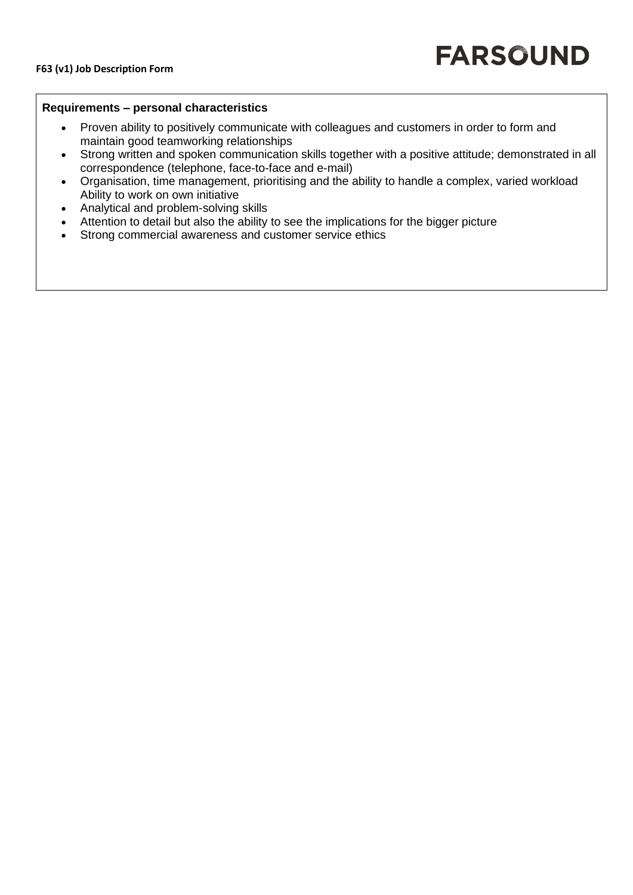**Requirements – personal characteristics**

- Proven ability to positively communicate with colleagues and customers in order to form and maintain good teamworking relationships
- Strong written and spoken communication skills together with a positive attitude; demonstrated in all correspondence (telephone, face-to-face and e-mail)
- Organisation, time management, prioritising and the ability to handle a complex, varied workload Ability to work on own initiative
- Analytical and problem-solving skills
- Attention to detail but also the ability to see the implications for the bigger picture
- Strong commercial awareness and customer service ethics